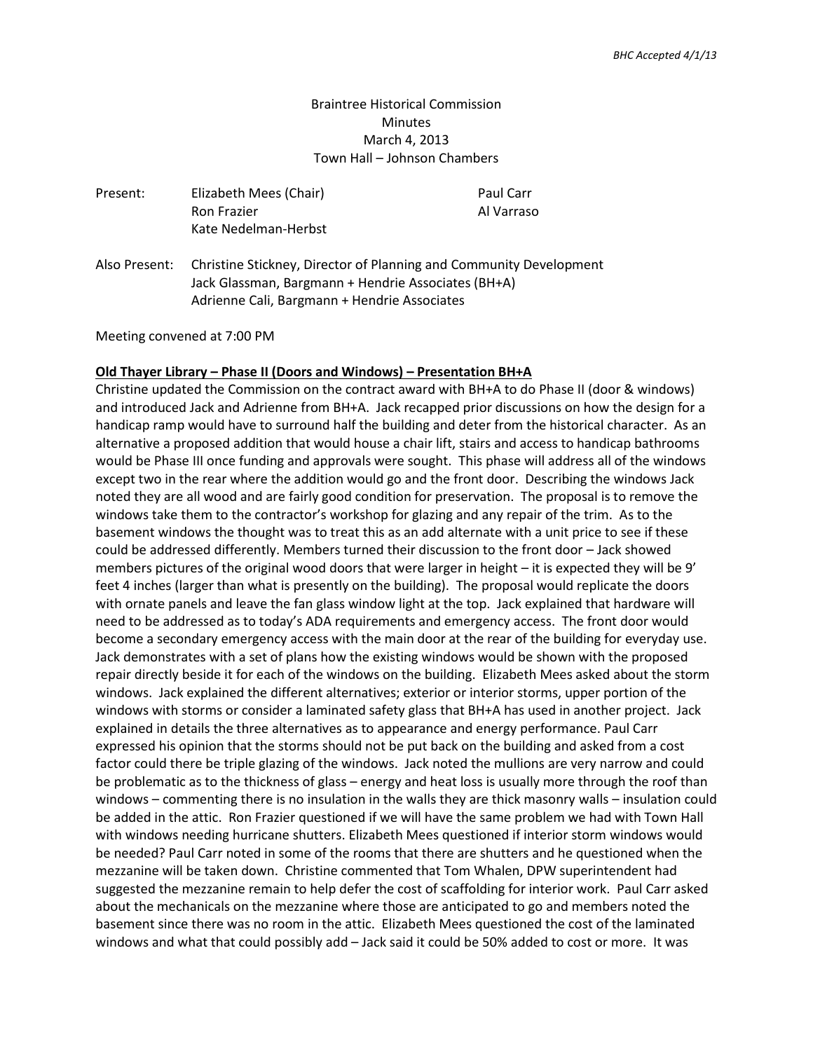*BHC Accepted 4/1/13*

Braintree Historical Commission
Minutes
March 4, 2013
Town Hall – Johnson Chambers

| | | |
|---|---|---|
| Present: | Elizabeth Mees (Chair) | Paul Carr |
| | Ron Frazier | Al Varraso |
| | Kate Nedelman-Herbst | |

Also Present: Christine Stickney, Director of Planning and Community Development
Jack Glassman, Bargmann + Hendrie Associates (BH+A)
Adrienne Cali, Bargmann + Hendrie Associates

Meeting convened at 7:00 PM

**Old Thayer Library – Phase II (Doors and Windows) – Presentation BH+A**

Christine updated the Commission on the contract award with BH+A to do Phase II (door & windows) and introduced Jack and Adrienne from BH+A. Jack recapped prior discussions on how the design for a handicap ramp would have to surround half the building and deter from the historical character. As an alternative a proposed addition that would house a chair lift, stairs and access to handicap bathrooms would be Phase III once funding and approvals were sought. This phase will address all of the windows except two in the rear where the addition would go and the front door. Describing the windows Jack noted they are all wood and are fairly good condition for preservation. The proposal is to remove the windows take them to the contractor's workshop for glazing and any repair of the trim. As to the basement windows the thought was to treat this as an add alternate with a unit price to see if these could be addressed differently. Members turned their discussion to the front door – Jack showed members pictures of the original wood doors that were larger in height – it is expected they will be 9' feet 4 inches (larger than what is presently on the building). The proposal would replicate the doors with ornate panels and leave the fan glass window light at the top. Jack explained that hardware will need to be addressed as to today's ADA requirements and emergency access. The front door would become a secondary emergency access with the main door at the rear of the building for everyday use. Jack demonstrates with a set of plans how the existing windows would be shown with the proposed repair directly beside it for each of the windows on the building. Elizabeth Mees asked about the storm windows. Jack explained the different alternatives; exterior or interior storms, upper portion of the windows with storms or consider a laminated safety glass that BH+A has used in another project. Jack explained in details the three alternatives as to appearance and energy performance. Paul Carr expressed his opinion that the storms should not be put back on the building and asked from a cost factor could there be triple glazing of the windows. Jack noted the mullions are very narrow and could be problematic as to the thickness of glass – energy and heat loss is usually more through the roof than windows – commenting there is no insulation in the walls they are thick masonry walls – insulation could be added in the attic. Ron Frazier questioned if we will have the same problem we had with Town Hall with windows needing hurricane shutters. Elizabeth Mees questioned if interior storm windows would be needed? Paul Carr noted in some of the rooms that there are shutters and he questioned when the mezzanine will be taken down. Christine commented that Tom Whalen, DPW superintendent had suggested the mezzanine remain to help defer the cost of scaffolding for interior work. Paul Carr asked about the mechanicals on the mezzanine where those are anticipated to go and members noted the basement since there was no room in the attic. Elizabeth Mees questioned the cost of the laminated windows and what that could possibly add – Jack said it could be 50% added to cost or more. It was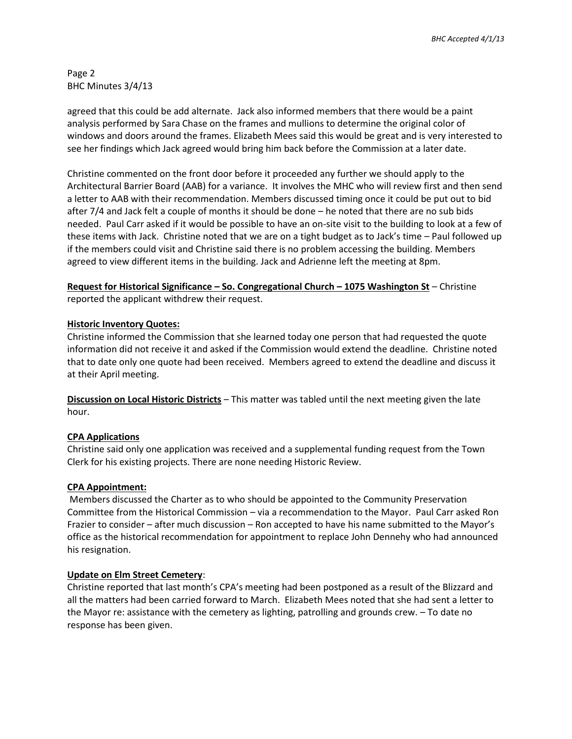agreed that this could be add alternate. Jack also informed members that there would be a paint analysis performed by Sara Chase on the frames and mullions to determine the original color of windows and doors around the frames. Elizabeth Mees said this would be great and is very interested to see her findings which Jack agreed would bring him back before the Commission at a later date.

Christine commented on the front door before it proceeded any further we should apply to the Architectural Barrier Board (AAB) for a variance. It involves the MHC who will review first and then send a letter to AAB with their recommendation. Members discussed timing once it could be put out to bid after 7/4 and Jack felt a couple of months it should be done – he noted that there are no sub bids needed. Paul Carr asked if it would be possible to have an on-site visit to the building to look at a few of these items with Jack. Christine noted that we are on a tight budget as to Jack's time – Paul followed up if the members could visit and Christine said there is no problem accessing the building. Members agreed to view different items in the building. Jack and Adrienne left the meeting at 8pm.

**Request for Historical Significance – So. Congregational Church – 1075 Washington St** – Christine reported the applicant withdrew their request.

**Historic Inventory Quotes:**

Christine informed the Commission that she learned today one person that had requested the quote information did not receive it and asked if the Commission would extend the deadline. Christine noted that to date only one quote had been received. Members agreed to extend the deadline and discuss it at their April meeting.

**Discussion on Local Historic Districts** – This matter was tabled until the next meeting given the late hour.

**CPA Applications**

Christine said only one application was received and a supplemental funding request from the Town Clerk for his existing projects. There are none needing Historic Review.

**CPA Appointment:**

Members discussed the Charter as to who should be appointed to the Community Preservation Committee from the Historical Commission – via a recommendation to the Mayor. Paul Carr asked Ron Frazier to consider – after much discussion – Ron accepted to have his name submitted to the Mayor's office as the historical recommendation for appointment to replace John Dennehy who had announced his resignation.

**Update on Elm Street Cemetery**:

Christine reported that last month's CPA's meeting had been postponed as a result of the Blizzard and all the matters had been carried forward to March. Elizabeth Mees noted that she had sent a letter to the Mayor re: assistance with the cemetery as lighting, patrolling and grounds crew. – To date no response has been given.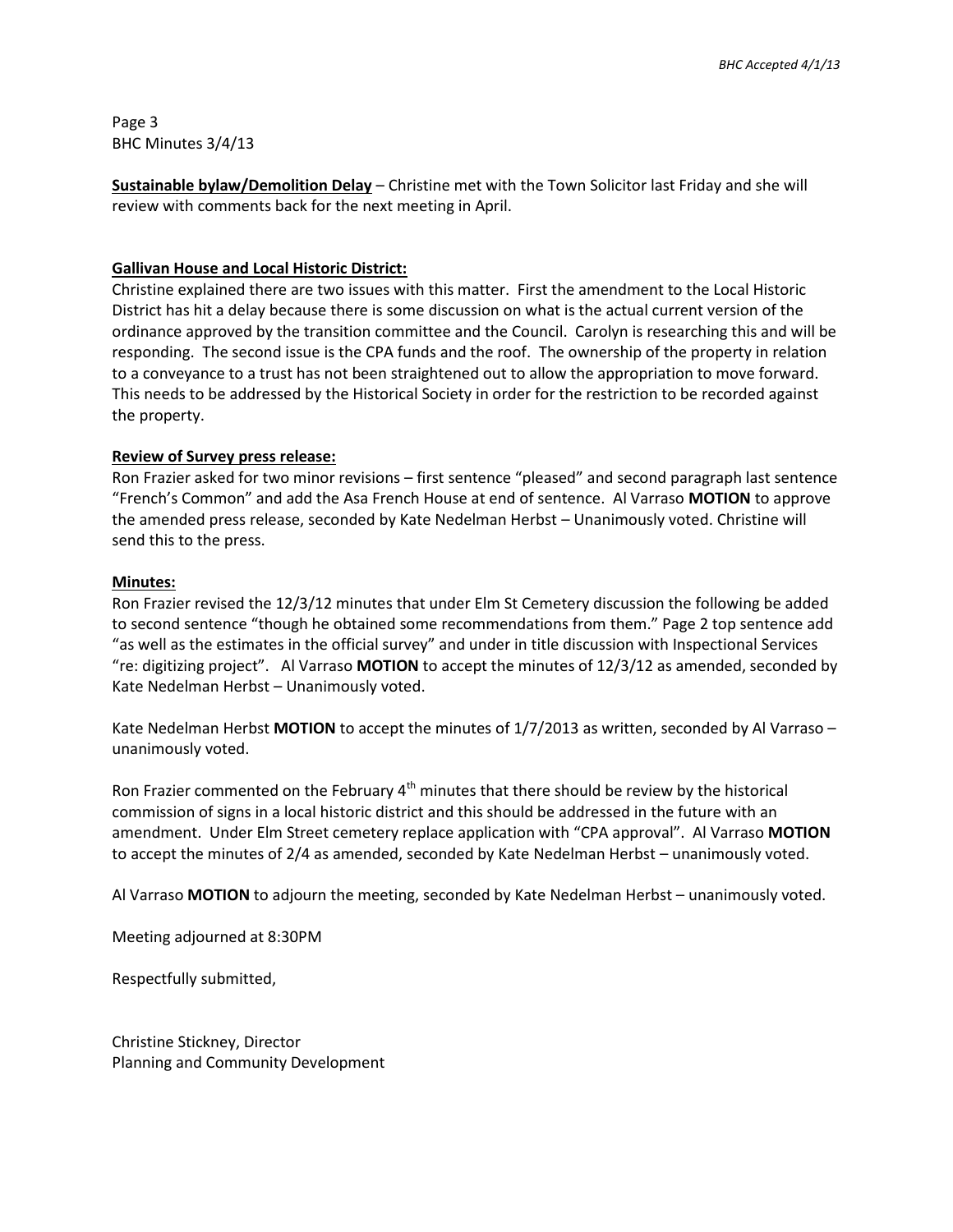Page 3
BHC Minutes 3/4/13

**Sustainable bylaw/Demolition Delay** – Christine met with the Town Solicitor last Friday and she will review with comments back for the next meeting in April.

**Gallivan House and Local Historic District:**

Christine explained there are two issues with this matter. First the amendment to the Local Historic District has hit a delay because there is some discussion on what is the actual current version of the ordinance approved by the transition committee and the Council. Carolyn is researching this and will be responding. The second issue is the CPA funds and the roof. The ownership of the property in relation to a conveyance to a trust has not been straightened out to allow the appropriation to move forward. This needs to be addressed by the Historical Society in order for the restriction to be recorded against the property.

**Review of Survey press release:**

Ron Frazier asked for two minor revisions – first sentence "pleased" and second paragraph last sentence "French's Common" and add the Asa French House at end of sentence. Al Varraso **MOTION** to approve the amended press release, seconded by Kate Nedelman Herbst – Unanimously voted. Christine will send this to the press.

**Minutes:**

Ron Frazier revised the 12/3/12 minutes that under Elm St Cemetery discussion the following be added to second sentence "though he obtained some recommendations from them." Page 2 top sentence add "as well as the estimates in the official survey" and under in title discussion with Inspectional Services "re: digitizing project". Al Varraso **MOTION** to accept the minutes of 12/3/12 as amended, seconded by Kate Nedelman Herbst – Unanimously voted.

Kate Nedelman Herbst **MOTION** to accept the minutes of 1/7/2013 as written, seconded by Al Varraso – unanimously voted.

Ron Frazier commented on the February 4th minutes that there should be review by the historical commission of signs in a local historic district and this should be addressed in the future with an amendment. Under Elm Street cemetery replace application with "CPA approval". Al Varraso **MOTION** to accept the minutes of 2/4 as amended, seconded by Kate Nedelman Herbst – unanimously voted.

Al Varraso **MOTION** to adjourn the meeting, seconded by Kate Nedelman Herbst – unanimously voted.

Meeting adjourned at 8:30PM

Respectfully submitted,

Christine Stickney, Director
Planning and Community Development